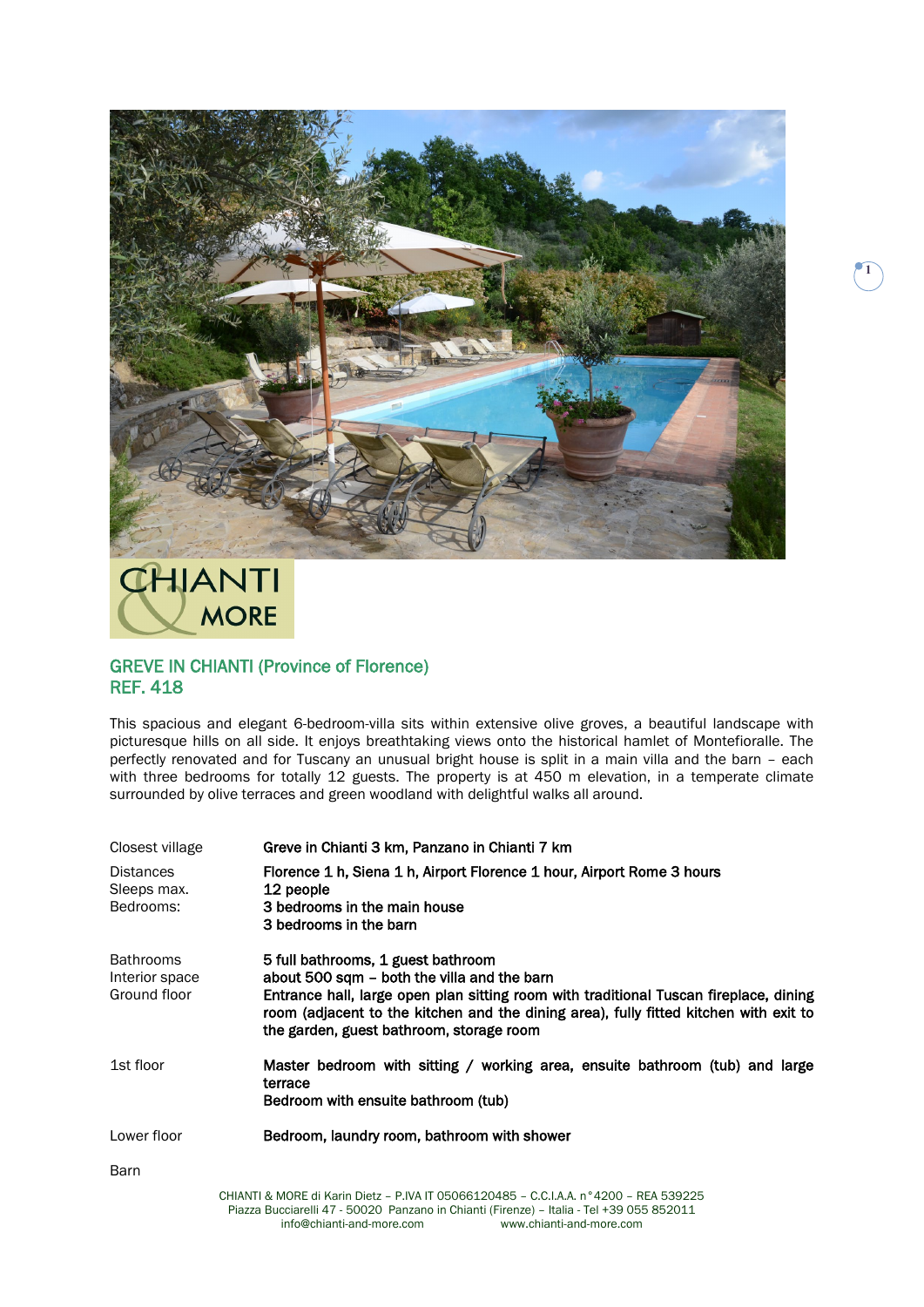CHIANTI & MORE

## GREVE IN CHIANTI (Province of Florence)
## REF. 418

This spacious and elegant 6-bedroom-villa sits within extensive olive groves, a beautiful landscape with picturesque hills on all side. It enjoys breathtaking views onto the historical hamlet of Montefioralle. The perfectly renovated and for Tuscany an unusual bright house is split in a main villa and the barn – each with three bedrooms for totally 12 guests. The property is at 450 m elevation, in a temperate climate surrounded by olive terraces and green woodland with delightful walks all around.

| | |
|---|---|
| Closest village | **Greve in Chianti 3 km, Panzano in Chianti 7 km** |
| Distances | **Florence 1 h, Siena 1 h, Airport Florence 1 hour, Airport Rome 3 hours** |
| Sleeps max. | **12 people** |
| Bedrooms: | **3 bedrooms in the main house**<br>**3 bedrooms in the barn** |
| Bathrooms | **5 full bathrooms, 1 guest bathroom** |
| Interior space | **about 500 sqm – both the villa and the barn** |
| Ground floor | **Entrance hall, large open plan sitting room with traditional Tuscan fireplace, dining room (adjacent to the kitchen and the dining area), fully fitted kitchen with exit to the garden, guest bathroom, storage room** |
| 1st floor | **Master bedroom with sitting / working area, ensuite bathroom (tub) and large terrace**<br>**Bedroom with ensuite bathroom (tub)** |
| Lower floor | **Bedroom, laundry room, bathroom with shower** |
| Barn | |

CHIANTI & MORE di Karin Dietz – P.IVA IT 05066120485 – C.C.I.A.A. n°4200 – REA 539225
Piazza Bucciarelli 47 - 50020 Panzano in Chianti (Firenze) – Italia - Tel +39 055 852011
info@chianti-and-more.com www.chianti-and-more.com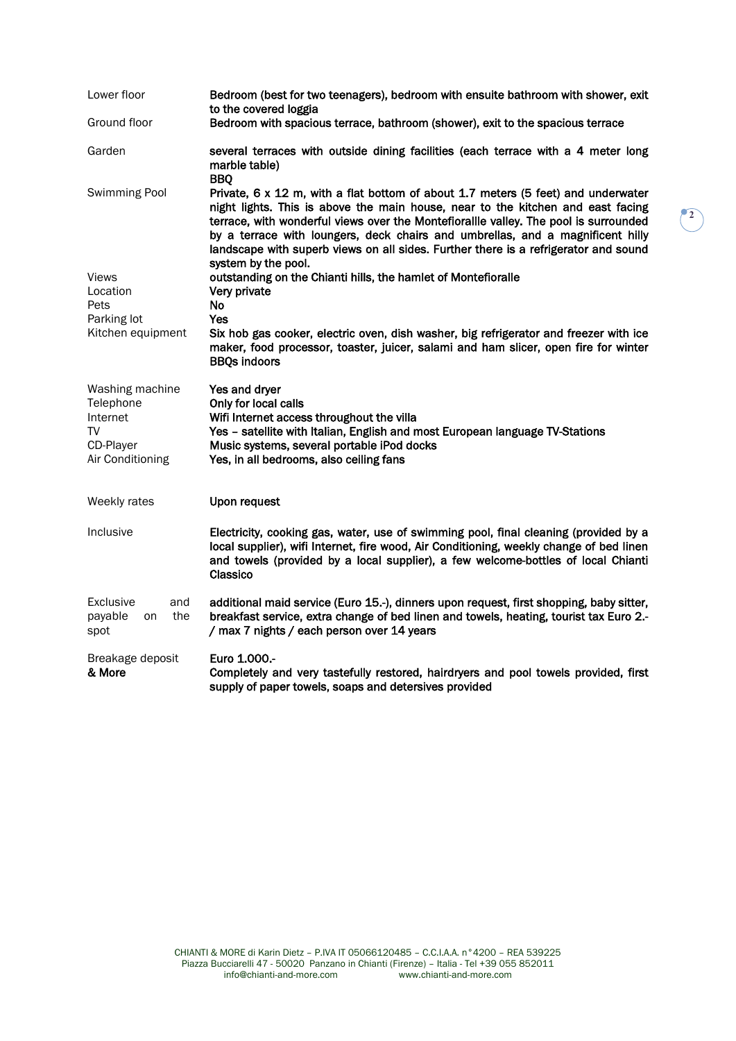| | |
|---|---|
| Lower floor | **Bedroom (best for two teenagers), bedroom with ensuite bathroom with shower, exit to the covered loggia** |
| Ground floor | **Bedroom with spacious terrace, bathroom (shower), exit to the spacious terrace** |
| Garden | **several terraces with outside dining facilities (each terrace with a 4 meter long marble table)**<br>**BBQ** |
| Swimming Pool | **Private, 6 x 12 m, with a flat bottom of about 1.7 meters (5 feet) and underwater night lights. This is above the main house, near to the kitchen and east facing terrace, with wonderful views over the Montefiorallle valley. The pool is surrounded by a terrace with loungers, deck chairs and umbrellas, and a magnificent hilly landscape with superb views on all sides. Further there is a refrigerator and sound system by the pool.** |
| Views | **outstanding on the Chianti hills, the hamlet of Montefioralle** |
| Location | **Very private** |
| Pets | **No** |
| Parking lot | **Yes** |
| Kitchen equipment | **Six hob gas cooker, electric oven, dish washer, big refrigerator and freezer with ice maker, food processor, toaster, juicer, salami and ham slicer, open fire for winter BBQs indoors** |
| Washing machine | **Yes and dryer** |
| Telephone | **Only for local calls** |
| Internet | **Wifi Internet access throughout the villa** |
| TV | **Yes – satellite with Italian, English and most European language TV-Stations** |
| CD-Player | **Music systems, several portable iPod docks** |
| Air Conditioning | **Yes, in all bedrooms, also ceiling fans** |
| Weekly rates | **Upon request** |
| Inclusive | **Electricity, cooking gas, water, use of swimming pool, final cleaning (provided by a local supplier), wifi Internet, fire wood, Air Conditioning, weekly change of bed linen and towels (provided by a local supplier), a few welcome-bottles of local Chianti Classico** |
| Exclusive and payable on the spot | **additional maid service (Euro 15.-), dinners upon request, first shopping, baby sitter, breakfast service, extra change of bed linen and towels, heating, tourist tax Euro 2.- / max 7 nights / each person over 14 years** |
| Breakage deposit | **Euro 1.000.-** |
| **& More** | **Completely and very tastefully restored, hairdryers and pool towels provided, first supply of paper towels, soaps and detersives provided** |

CHIANTI & MORE di Karin Dietz – P.IVA IT 05066120485 – C.C.I.A.A. n°4200 – REA 539225
Piazza Bucciarelli 47 - 50020 Panzano in Chianti (Firenze) – Italia - Tel +39 055 852011
info@chianti-and-more.com www.chianti-and-more.com